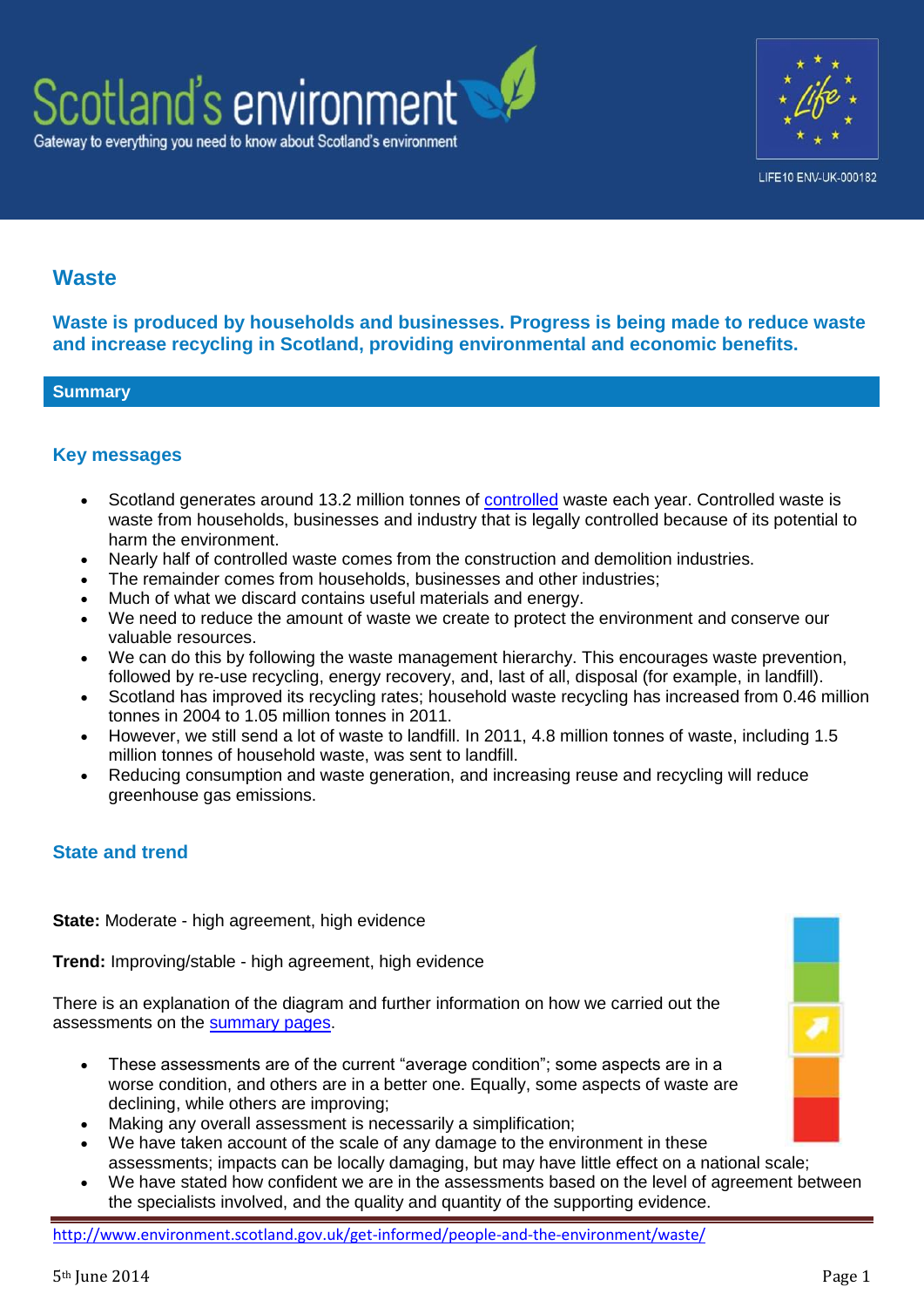# Waste

**Waste is produced by households and businesses. Progress is being made to reduce waste and increase recycling in Scotland, providing environmental and economic benefits.**

## Summary

### Key messages

- Scotland generates around 13.2 million tonnes of controlled waste each year. Controlled waste is waste from households, businesses and industry that is legally controlled because of its potential to harm the environment.
- Nearly half of controlled waste comes from the construction and demolition industries.
- The remainder comes from households, businesses and other industries;
- Much of what we discard contains useful materials and energy.
- We need to reduce the amount of waste we create to protect the environment and conserve our valuable resources.
- We can do this by following the waste management hierarchy. This encourages waste prevention, followed by re-use recycling, energy recovery, and, last of all, disposal (for example, in landfill).
- Scotland has improved its recycling rates; household waste recycling has increased from 0.46 million tonnes in 2004 to 1.05 million tonnes in 2011.
- However, we still send a lot of waste to landfill. In 2011, 4.8 million tonnes of waste, including 1.5 million tonnes of household waste, was sent to landfill.
- Reducing consumption and waste generation, and increasing reuse and recycling will reduce greenhouse gas emissions.

### State and trend

**State:** Moderate - high agreement, high evidence

**Trend:** Improving/stable - high agreement, high evidence

There is an explanation of the diagram and further information on how we carried out the assessments on the summary pages.

- These assessments are of the current "average condition"; some aspects are in a worse condition, and others are in a better one. Equally, some aspects of waste are declining, while others are improving;
- Making any overall assessment is necessarily a simplification;
- We have taken account of the scale of any damage to the environment in these assessments; impacts can be locally damaging, but may have little effect on a national scale;
- We have stated how confident we are in the assessments based on the level of agreement between the specialists involved, and the quality and quantity of the supporting evidence.

http://www.environment.scotland.gov.uk/get-informed/people-and-the-environment/waste/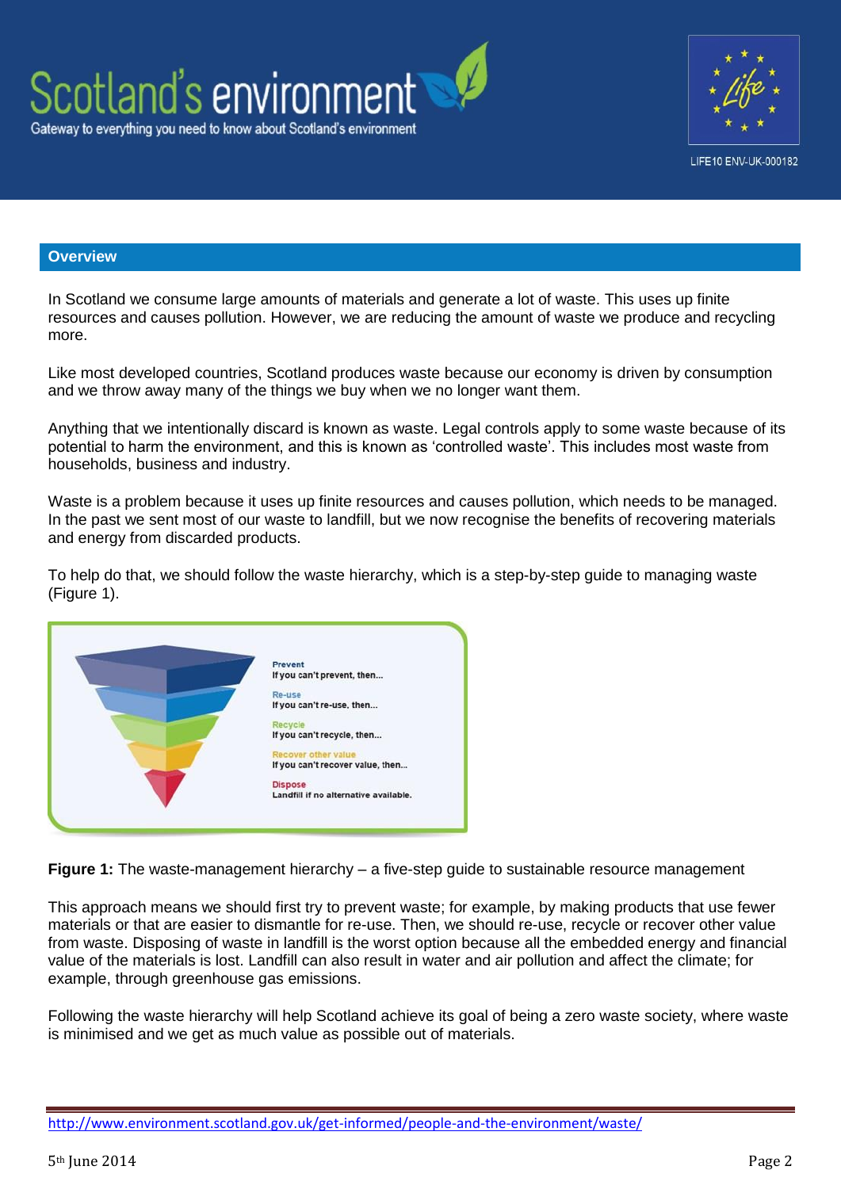## Overview

In Scotland we consume large amounts of materials and generate a lot of waste. This uses up finite resources and causes pollution. However, we are reducing the amount of waste we produce and recycling more.

Like most developed countries, Scotland produces waste because our economy is driven by consumption and we throw away many of the things we buy when we no longer want them.

Anything that we intentionally discard is known as waste. Legal controls apply to some waste because of its potential to harm the environment, and this is known as 'controlled waste'. This includes most waste from households, business and industry.

Waste is a problem because it uses up finite resources and causes pollution, which needs to be managed. In the past we sent most of our waste to landfill, but we now recognise the benefits of recovering materials and energy from discarded products.

To help do that, we should follow the waste hierarchy, which is a step-by-step guide to managing waste (Figure 1).

Prevent
If you can't prevent, then...

Re-use
If you can't re-use, then...

Recycle
If you can't recycle, then...

Recover other value
If you can't recover value, then...

Dispose
Landfill if no alternative available.

**Figure 1:** The waste-management hierarchy – a five-step guide to sustainable resource management

This approach means we should first try to prevent waste; for example, by making products that use fewer materials or that are easier to dismantle for re-use. Then, we should re-use, recycle or recover other value from waste. Disposing of waste in landfill is the worst option because all the embedded energy and financial value of the materials is lost. Landfill can also result in water and air pollution and affect the climate; for example, through greenhouse gas emissions.

Following the waste hierarchy will help Scotland achieve its goal of being a zero waste society, where waste is minimised and we get as much value as possible out of materials.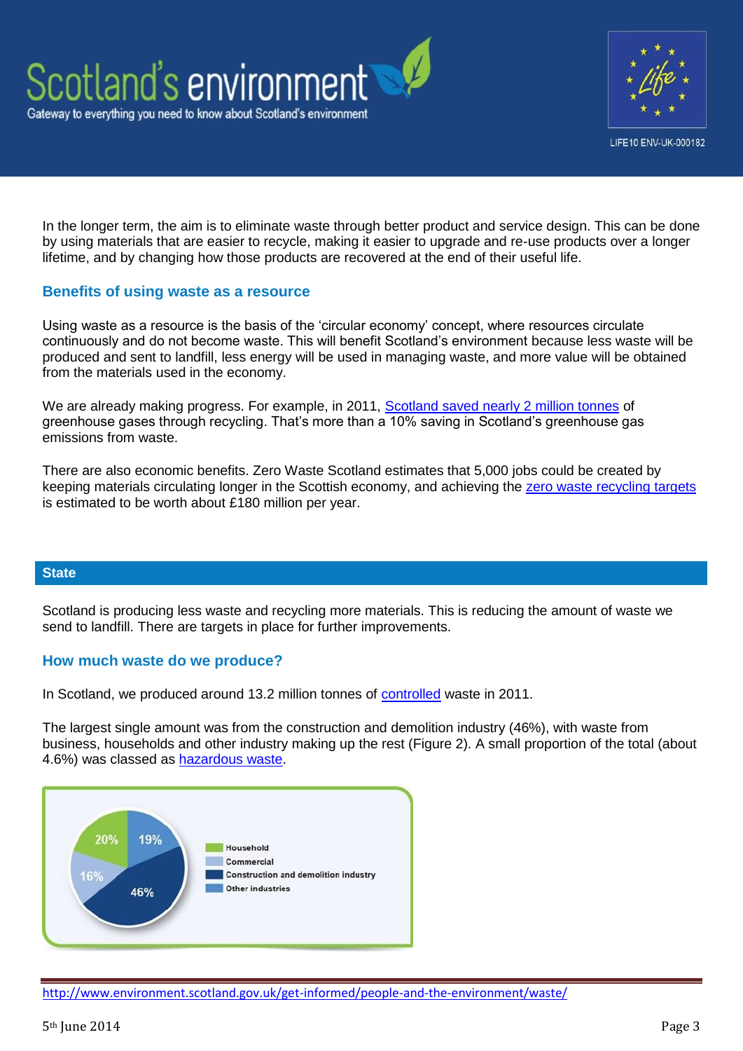In the longer term, the aim is to eliminate waste through better product and service design. This can be done by using materials that are easier to recycle, making it easier to upgrade and re-use products over a longer lifetime, and by changing how those products are recovered at the end of their useful life.

### Benefits of using waste as a resource

Using waste as a resource is the basis of the 'circular economy' concept, where resources circulate continuously and do not become waste. This will benefit Scotland's environment because less waste will be produced and sent to landfill, less energy will be used in managing waste, and more value will be obtained from the materials used in the economy.

We are already making progress. For example, in 2011, Scotland saved nearly 2 million tonnes of greenhouse gases through recycling. That's more than a 10% saving in Scotland's greenhouse gas emissions from waste.

There are also economic benefits. Zero Waste Scotland estimates that 5,000 jobs could be created by keeping materials circulating longer in the Scottish economy, and achieving the zero waste recycling targets is estimated to be worth about £180 million per year.

## State

Scotland is producing less waste and recycling more materials. This is reducing the amount of waste we send to landfill. There are targets in place for further improvements.

### How much waste do we produce?

In Scotland, we produced around 13.2 million tonnes of controlled waste in 2011.

The largest single amount was from the construction and demolition industry (46%), with waste from business, households and other industry making up the rest (Figure 2). A small proportion of the total (about 4.6%) was classed as hazardous waste.

| Category | Share |
|---|---|
| Household | 20% |
| Commercial | 16% |
| Construction and demolition industry | 46% |
| Other industries | 19% |

http://www.environment.scotland.gov.uk/get-informed/people-and-the-environment/waste/

5th June 2014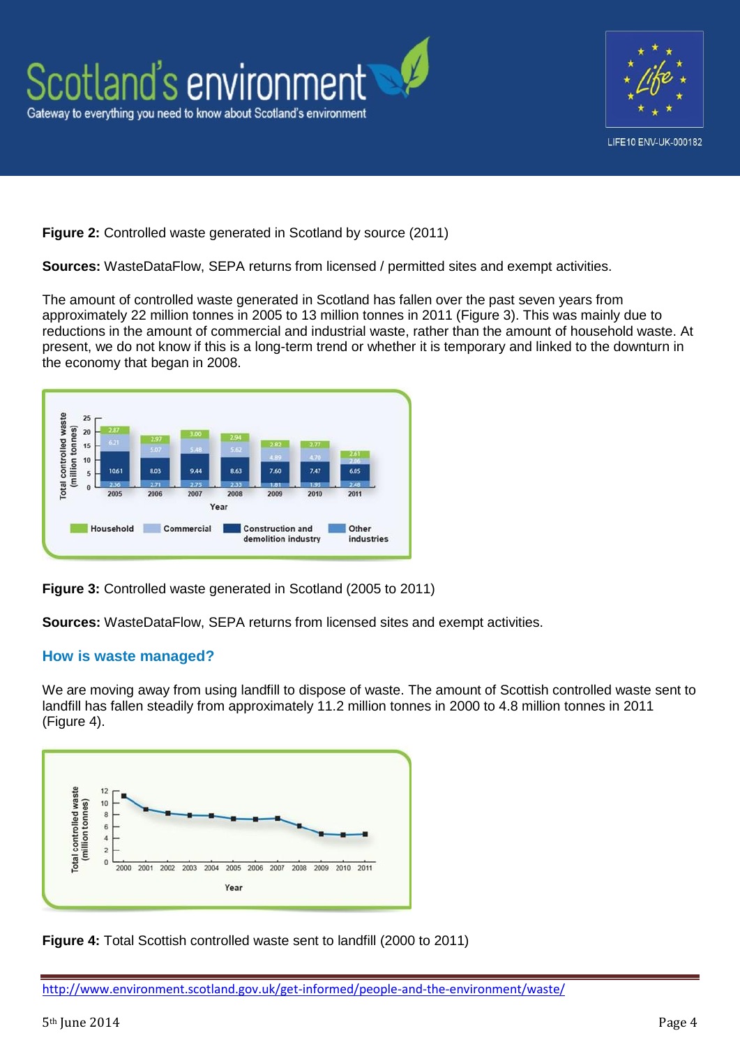**Figure 2:** Controlled waste generated in Scotland by source (2011)

**Sources:** WasteDataFlow, SEPA returns from licensed / permitted sites and exempt activities.

The amount of controlled waste generated in Scotland has fallen over the past seven years from approximately 22 million tonnes in 2005 to 13 million tonnes in 2011 (Figure 3). This was mainly due to reductions in the amount of commercial and industrial waste, rather than the amount of household waste. At present, we do not know if this is a long-term trend or whether it is temporary and linked to the downturn in the economy that began in 2008.

**Figure 3:** Controlled waste generated in Scotland (2005 to 2011)

**Sources:** WasteDataFlow, SEPA returns from licensed sites and exempt activities.

## How is waste managed?

We are moving away from using landfill to dispose of waste. The amount of Scottish controlled waste sent to landfill has fallen steadily from approximately 11.2 million tonnes in 2000 to 4.8 million tonnes in 2011 (Figure 4).

**Figure 4:** Total Scottish controlled waste sent to landfill (2000 to 2011)

http://www.environment.scotland.gov.uk/get-informed/people-and-the-environment/waste/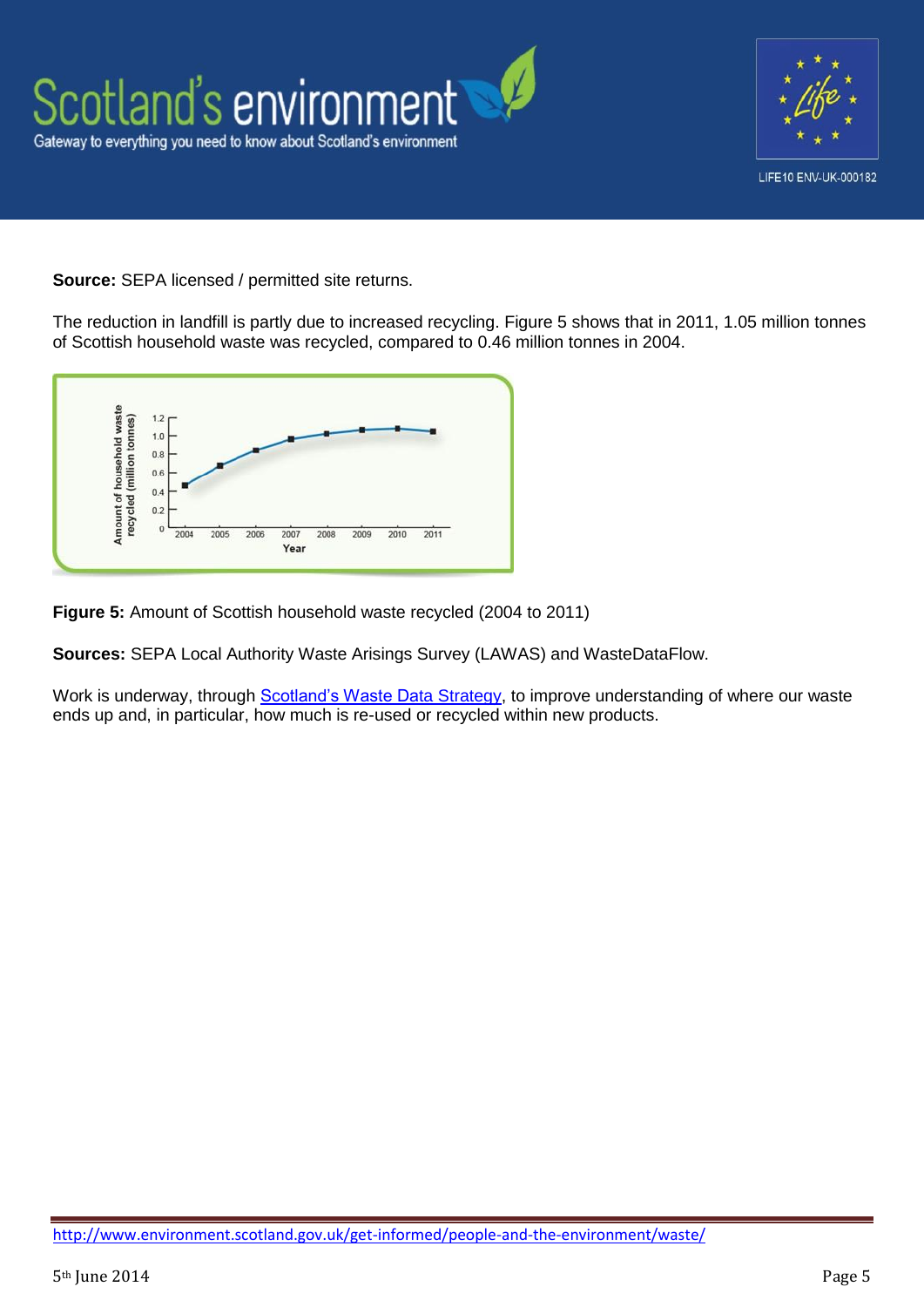**Source:** SEPA licensed / permitted site returns.

The reduction in landfill is partly due to increased recycling. Figure 5 shows that in 2011, 1.05 million tonnes of Scottish household waste was recycled, compared to 0.46 million tonnes in 2004.

**Figure 5:** Amount of Scottish household waste recycled (2004 to 2011)

**Sources:** SEPA Local Authority Waste Arisings Survey (LAWAS) and WasteDataFlow.

Work is underway, through Scotland's Waste Data Strategy, to improve understanding of where our waste ends up and, in particular, how much is re-used or recycled within new products.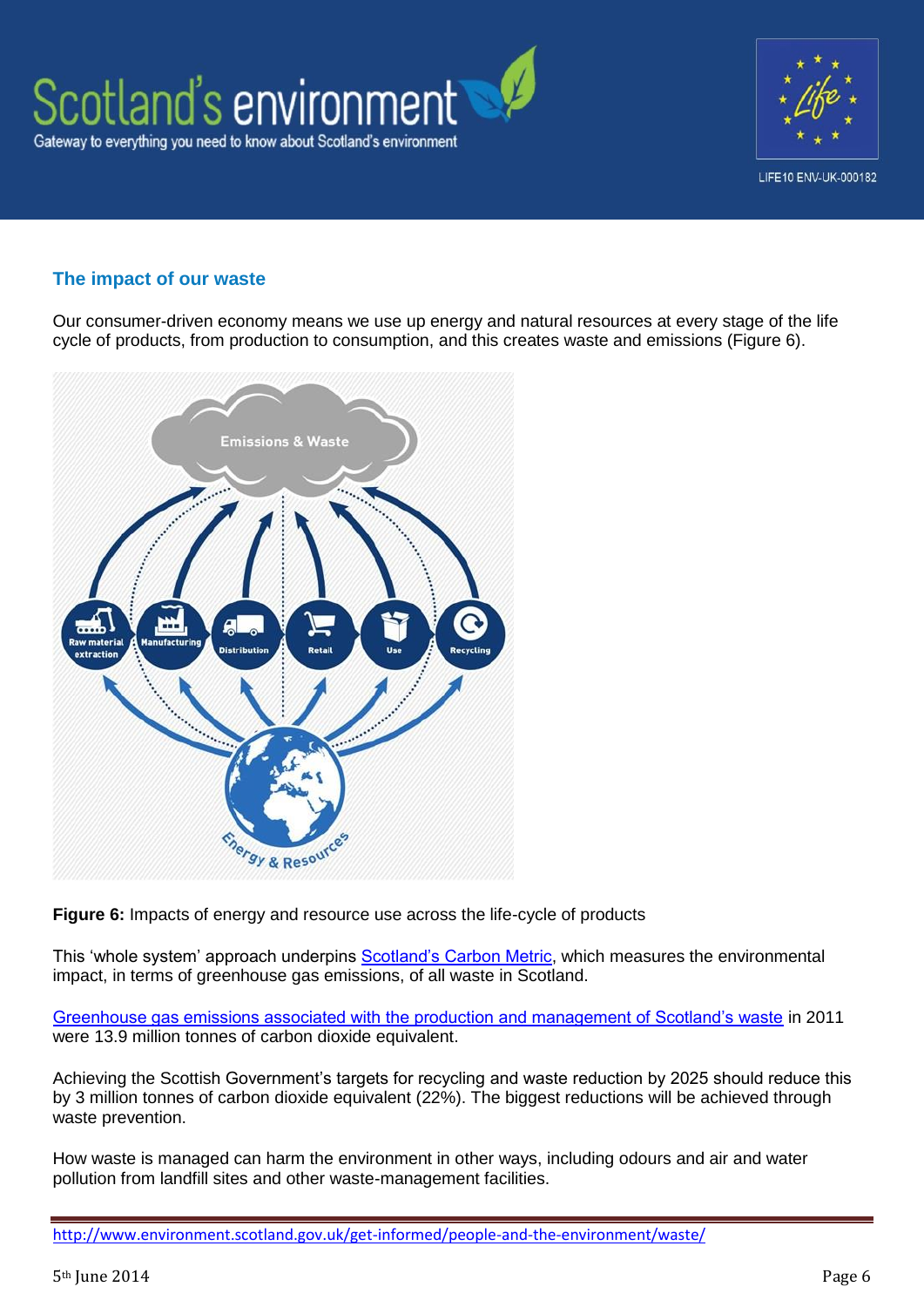## The impact of our waste

Our consumer-driven economy means we use up energy and natural resources at every stage of the life cycle of products, from production to consumption, and this creates waste and emissions (Figure 6).

**Figure 6:** Impacts of energy and resource use across the life-cycle of products

This 'whole system' approach underpins Scotland's Carbon Metric, which measures the environmental impact, in terms of greenhouse gas emissions, of all waste in Scotland.

Greenhouse gas emissions associated with the production and management of Scotland's waste in 2011 were 13.9 million tonnes of carbon dioxide equivalent.

Achieving the Scottish Government's targets for recycling and waste reduction by 2025 should reduce this by 3 million tonnes of carbon dioxide equivalent (22%). The biggest reductions will be achieved through waste prevention.

How waste is managed can harm the environment in other ways, including odours and air and water pollution from landfill sites and other waste-management facilities.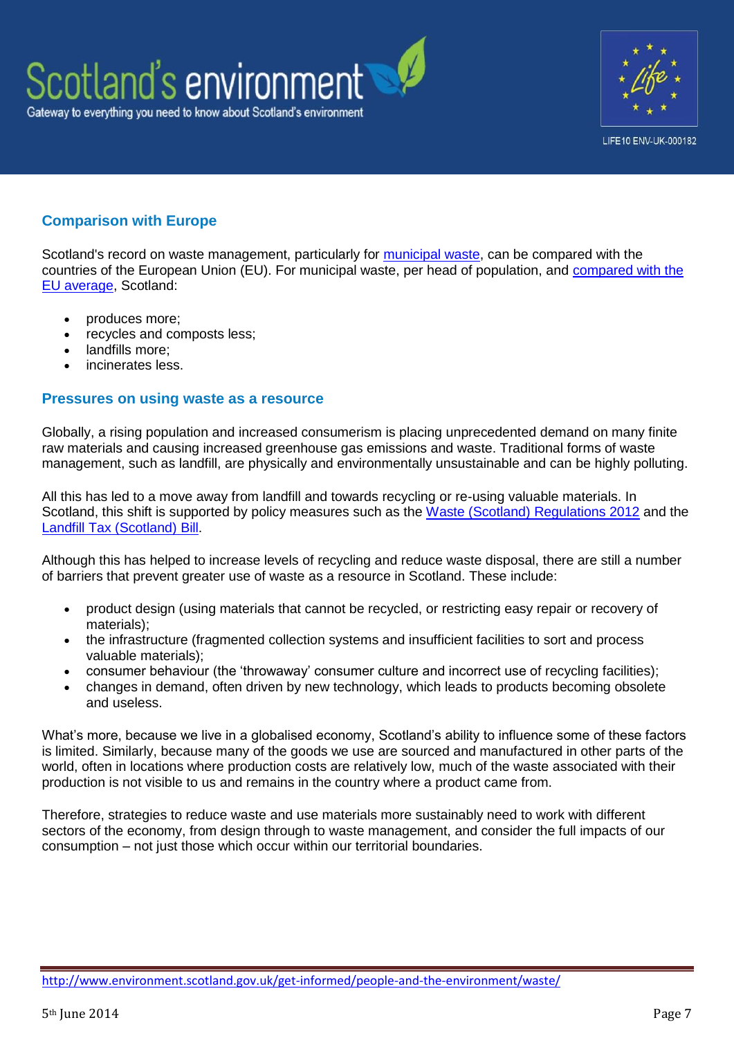## Comparison with Europe

Scotland's record on waste management, particularly for municipal waste, can be compared with the countries of the European Union (EU). For municipal waste, per head of population, and compared with the EU average, Scotland:

- produces more;
- recycles and composts less;
- landfills more;
- incinerates less.

## Pressures on using waste as a resource

Globally, a rising population and increased consumerism is placing unprecedented demand on many finite raw materials and causing increased greenhouse gas emissions and waste. Traditional forms of waste management, such as landfill, are physically and environmentally unsustainable and can be highly polluting.

All this has led to a move away from landfill and towards recycling or re-using valuable materials. In Scotland, this shift is supported by policy measures such as the Waste (Scotland) Regulations 2012 and the Landfill Tax (Scotland) Bill.

Although this has helped to increase levels of recycling and reduce waste disposal, there are still a number of barriers that prevent greater use of waste as a resource in Scotland. These include:

- product design (using materials that cannot be recycled, or restricting easy repair or recovery of materials);
- the infrastructure (fragmented collection systems and insufficient facilities to sort and process valuable materials);
- consumer behaviour (the 'throwaway' consumer culture and incorrect use of recycling facilities);
- changes in demand, often driven by new technology, which leads to products becoming obsolete and useless.

What's more, because we live in a globalised economy, Scotland's ability to influence some of these factors is limited. Similarly, because many of the goods we use are sourced and manufactured in other parts of the world, often in locations where production costs are relatively low, much of the waste associated with their production is not visible to us and remains in the country where a product came from.

Therefore, strategies to reduce waste and use materials more sustainably need to work with different sectors of the economy, from design through to waste management, and consider the full impacts of our consumption – not just those which occur within our territorial boundaries.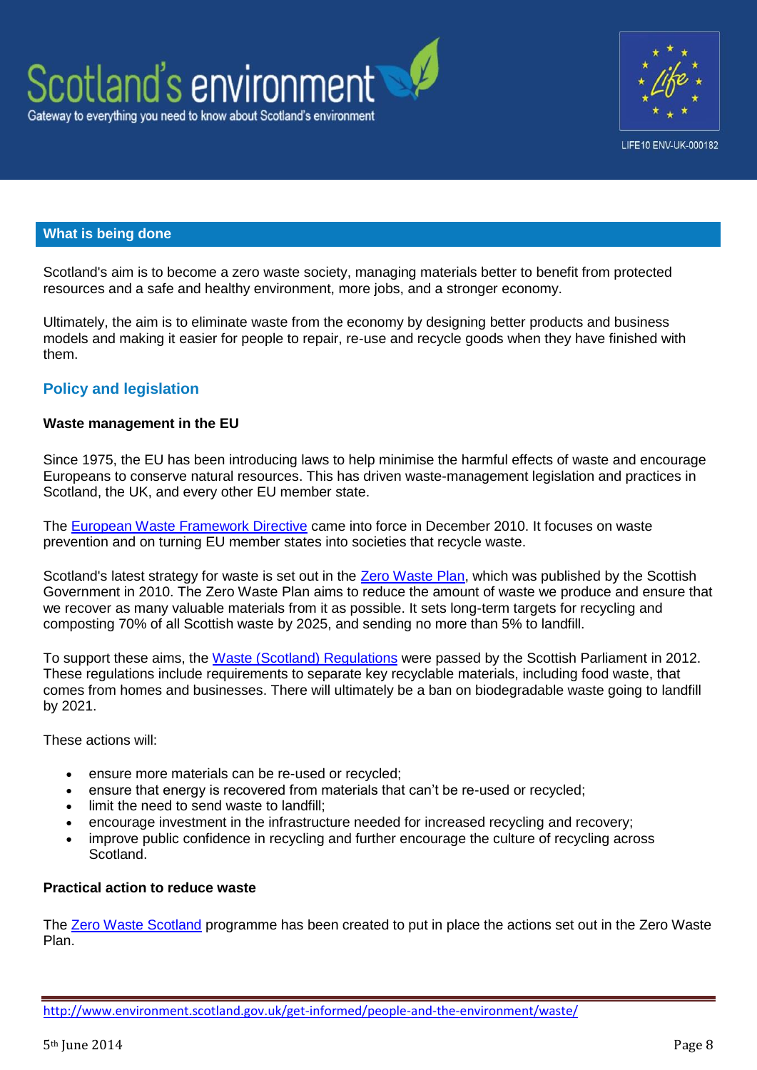## What is being done

Scotland's aim is to become a zero waste society, managing materials better to benefit from protected resources and a safe and healthy environment, more jobs, and a stronger economy.

Ultimately, the aim is to eliminate waste from the economy by designing better products and business models and making it easier for people to repair, re-use and recycle goods when they have finished with them.

### Policy and legislation

**Waste management in the EU**

Since 1975, the EU has been introducing laws to help minimise the harmful effects of waste and encourage Europeans to conserve natural resources. This has driven waste-management legislation and practices in Scotland, the UK, and every other EU member state.

The European Waste Framework Directive came into force in December 2010. It focuses on waste prevention and on turning EU member states into societies that recycle waste.

Scotland's latest strategy for waste is set out in the Zero Waste Plan, which was published by the Scottish Government in 2010. The Zero Waste Plan aims to reduce the amount of waste we produce and ensure that we recover as many valuable materials from it as possible. It sets long-term targets for recycling and composting 70% of all Scottish waste by 2025, and sending no more than 5% to landfill.

To support these aims, the Waste (Scotland) Regulations were passed by the Scottish Parliament in 2012. These regulations include requirements to separate key recyclable materials, including food waste, that comes from homes and businesses. There will ultimately be a ban on biodegradable waste going to landfill by 2021.

These actions will:

- ensure more materials can be re-used or recycled;
- ensure that energy is recovered from materials that can't be re-used or recycled;
- limit the need to send waste to landfill;
- encourage investment in the infrastructure needed for increased recycling and recovery;
- improve public confidence in recycling and further encourage the culture of recycling across Scotland.

**Practical action to reduce waste**

The Zero Waste Scotland programme has been created to put in place the actions set out in the Zero Waste Plan.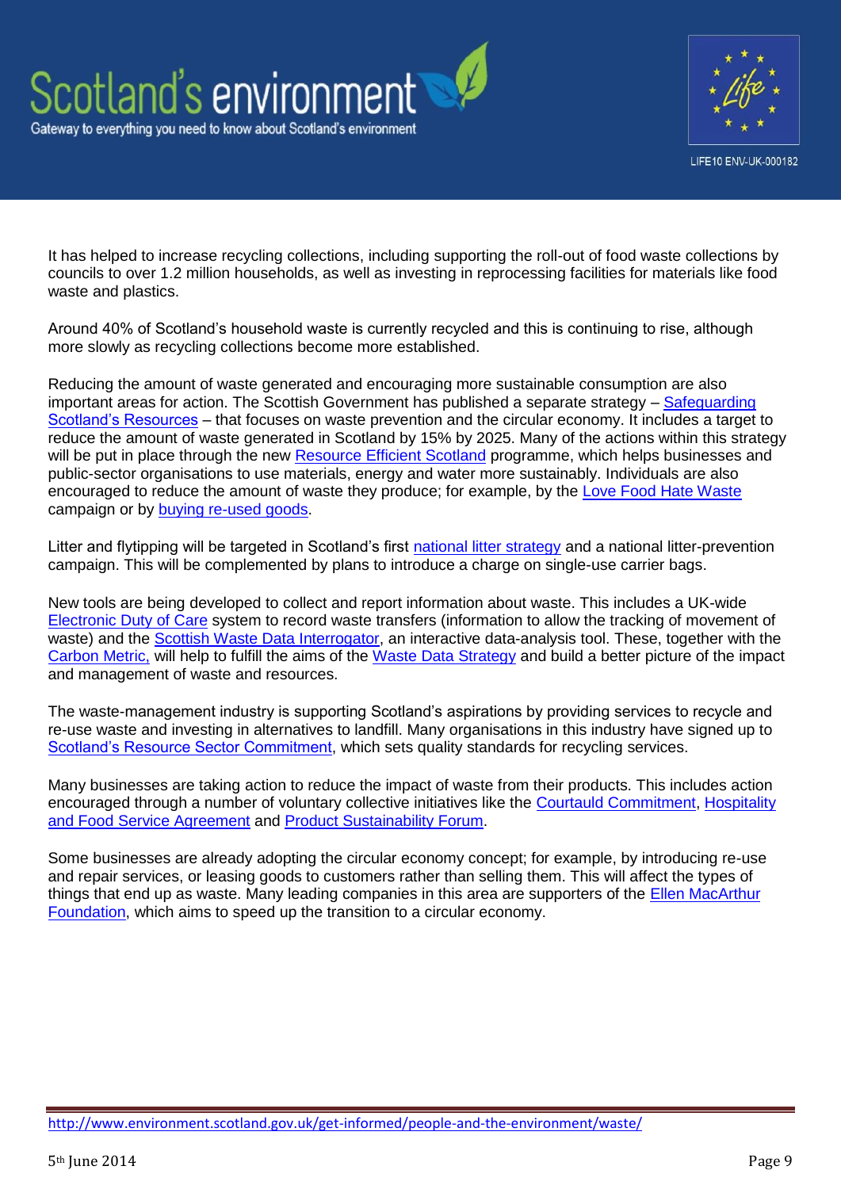It has helped to increase recycling collections, including supporting the roll-out of food waste collections by councils to over 1.2 million households, as well as investing in reprocessing facilities for materials like food waste and plastics.

Around 40% of Scotland's household waste is currently recycled and this is continuing to rise, although more slowly as recycling collections become more established.

Reducing the amount of waste generated and encouraging more sustainable consumption are also important areas for action. The Scottish Government has published a separate strategy – Safeguarding Scotland's Resources – that focuses on waste prevention and the circular economy. It includes a target to reduce the amount of waste generated in Scotland by 15% by 2025. Many of the actions within this strategy will be put in place through the new Resource Efficient Scotland programme, which helps businesses and public-sector organisations to use materials, energy and water more sustainably. Individuals are also encouraged to reduce the amount of waste they produce; for example, by the Love Food Hate Waste campaign or by buying re-used goods.

Litter and flytipping will be targeted in Scotland's first national litter strategy and a national litter-prevention campaign. This will be complemented by plans to introduce a charge on single-use carrier bags.

New tools are being developed to collect and report information about waste. This includes a UK-wide Electronic Duty of Care system to record waste transfers (information to allow the tracking of movement of waste) and the Scottish Waste Data Interrogator, an interactive data-analysis tool. These, together with the Carbon Metric, will help to fulfill the aims of the Waste Data Strategy and build a better picture of the impact and management of waste and resources.

The waste-management industry is supporting Scotland's aspirations by providing services to recycle and re-use waste and investing in alternatives to landfill. Many organisations in this industry have signed up to Scotland's Resource Sector Commitment, which sets quality standards for recycling services.

Many businesses are taking action to reduce the impact of waste from their products. This includes action encouraged through a number of voluntary collective initiatives like the Courtauld Commitment, Hospitality and Food Service Agreement and Product Sustainability Forum.

Some businesses are already adopting the circular economy concept; for example, by introducing re-use and repair services, or leasing goods to customers rather than selling them. This will affect the types of things that end up as waste. Many leading companies in this area are supporters of the Ellen MacArthur Foundation, which aims to speed up the transition to a circular economy.